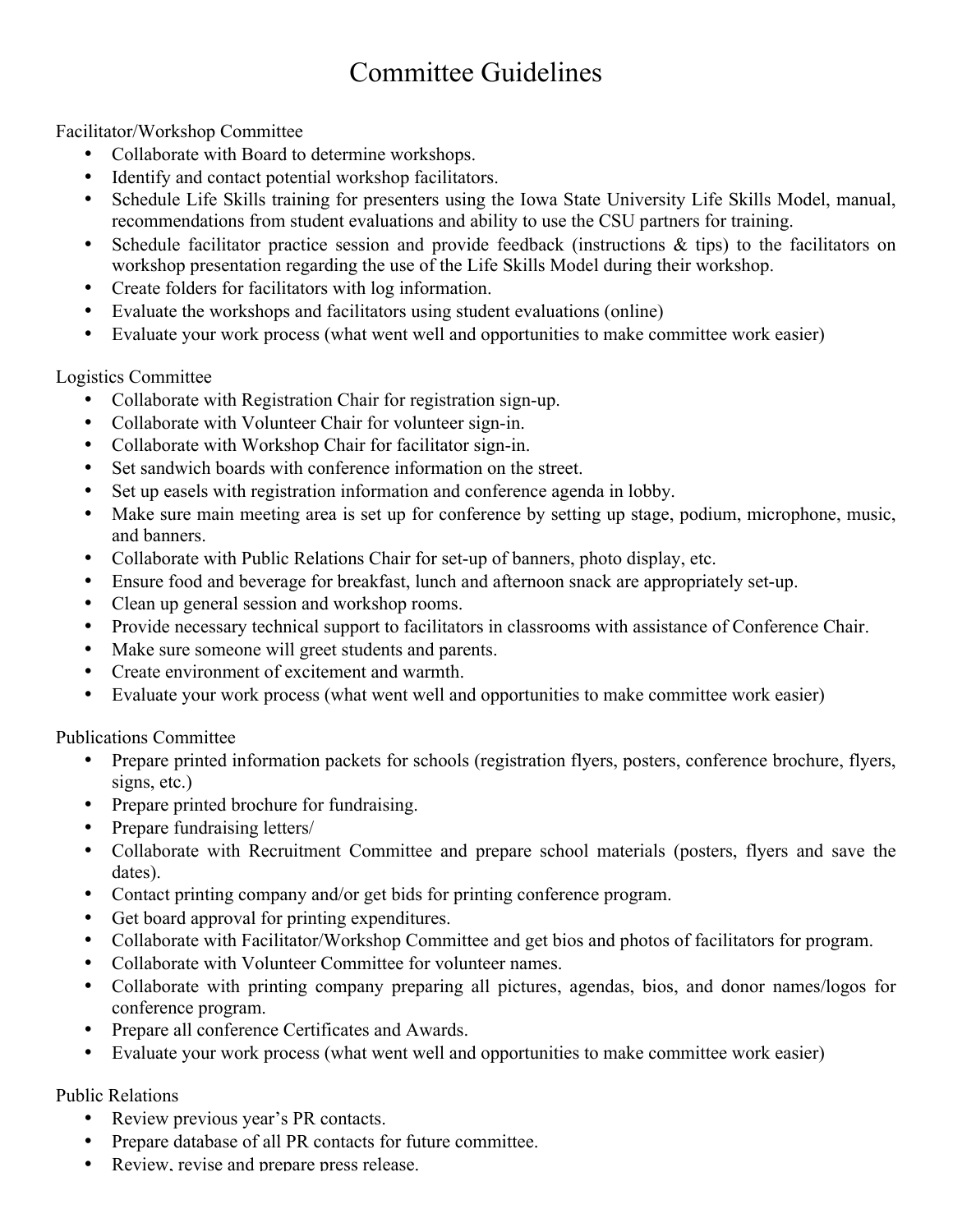# Committee Guidelines

## Facilitator/Workshop Committee

- Collaborate with Board to determine workshops.
- Identify and contact potential workshop facilitators.
- Schedule Life Skills training for presenters using the Iowa State University Life Skills Model, manual, recommendations from student evaluations and ability to use the CSU partners for training.
- Schedule facilitator practice session and provide feedback (instructions & tips) to the facilitators on workshop presentation regarding the use of the Life Skills Model during their workshop.
- Create folders for facilitators with log information.
- Evaluate the workshops and facilitators using student evaluations (online)
- Evaluate your work process (what went well and opportunities to make committee work easier)

## Logistics Committee

- Collaborate with Registration Chair for registration sign-up.
- Collaborate with Volunteer Chair for volunteer sign-in.
- Collaborate with Workshop Chair for facilitator sign-in.
- Set sandwich boards with conference information on the street.
- Set up easels with registration information and conference agenda in lobby.
- Make sure main meeting area is set up for conference by setting up stage, podium, microphone, music, and banners.
- Collaborate with Public Relations Chair for set-up of banners, photo display, etc.
- Ensure food and beverage for breakfast, lunch and afternoon snack are appropriately set-up.
- Clean up general session and workshop rooms.
- Provide necessary technical support to facilitators in classrooms with assistance of Conference Chair.
- Make sure someone will greet students and parents.
- Create environment of excitement and warmth.
- Evaluate your work process (what went well and opportunities to make committee work easier)

## Publications Committee

- Prepare printed information packets for schools (registration flyers, posters, conference brochure, flyers, signs, etc.)
- Prepare printed brochure for fundraising.
- Prepare fundraising letters/
- Collaborate with Recruitment Committee and prepare school materials (posters, flyers and save the dates).
- Contact printing company and/or get bids for printing conference program.
- Get board approval for printing expenditures.
- Collaborate with Facilitator/Workshop Committee and get bios and photos of facilitators for program.
- Collaborate with Volunteer Committee for volunteer names.
- Collaborate with printing company preparing all pictures, agendas, bios, and donor names/logos for conference program.
- Prepare all conference Certificates and Awards.
- Evaluate your work process (what went well and opportunities to make committee work easier)

## Public Relations

- Review previous year's PR contacts.
- Prepare database of all PR contacts for future committee.
- Review, revise and prepare press release.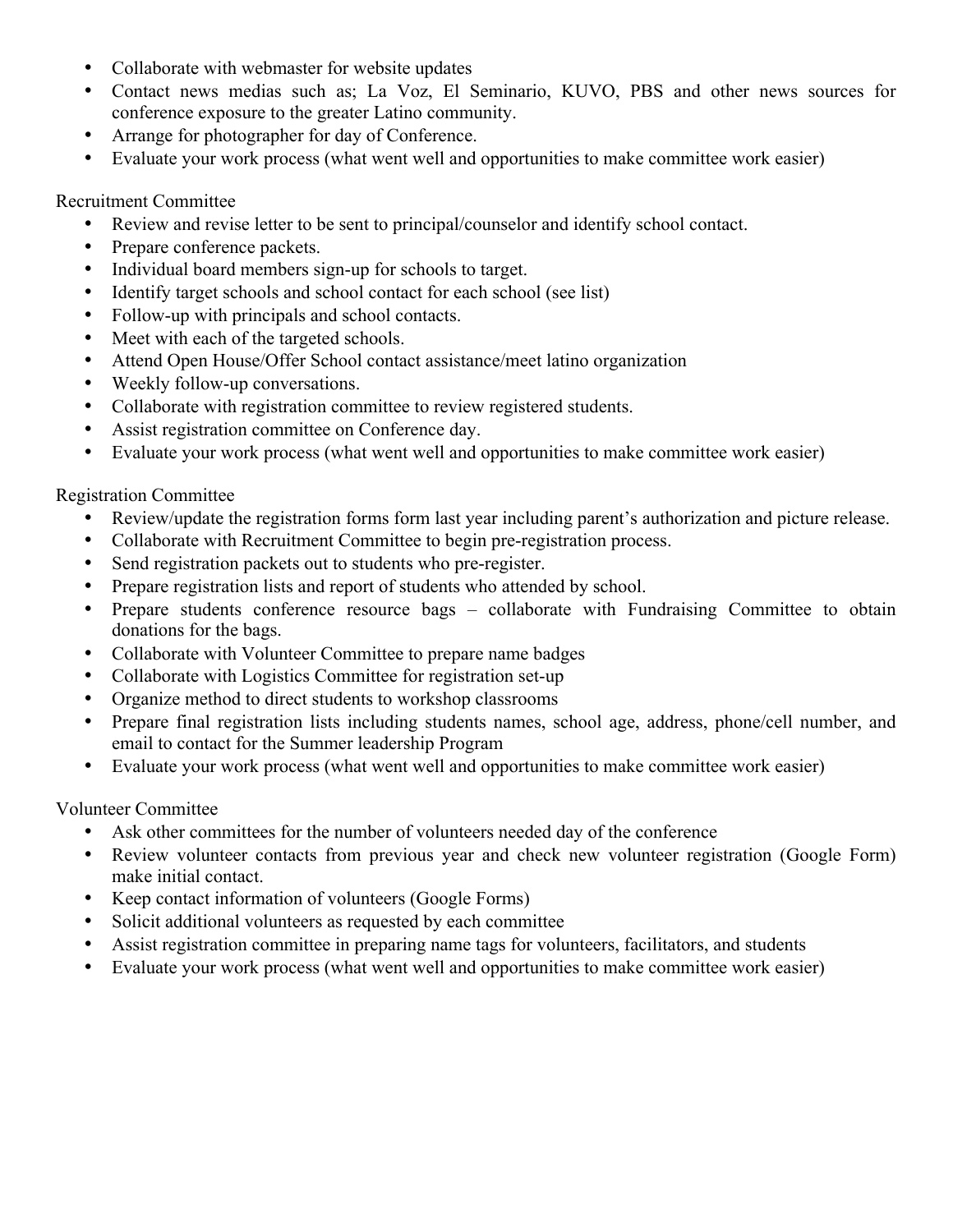- Collaborate with webmaster for website updates
- Contact news medias such as; La Voz, El Seminario, KUVO, PBS and other news sources for conference exposure to the greater Latino community.
- Arrange for photographer for day of Conference.
- Evaluate your work process (what went well and opportunities to make committee work easier)

Recruitment Committee

- Review and revise letter to be sent to principal/counselor and identify school contact.
- Prepare conference packets.
- Individual board members sign-up for schools to target.
- Identify target schools and school contact for each school (see list)
- Follow-up with principals and school contacts.
- Meet with each of the targeted schools.
- Attend Open House/Offer School contact assistance/meet latino organization
- Weekly follow-up conversations.
- Collaborate with registration committee to review registered students.
- Assist registration committee on Conference day.
- Evaluate your work process (what went well and opportunities to make committee work easier)

Registration Committee

- Review/update the registration forms form last year including parent's authorization and picture release.
- Collaborate with Recruitment Committee to begin pre-registration process.
- Send registration packets out to students who pre-register.
- Prepare registration lists and report of students who attended by school.
- Prepare students conference resource bags – collaborate with Fundraising Committee to obtain donations for the bags.
- Collaborate with Volunteer Committee to prepare name badges
- Collaborate with Logistics Committee for registration set-up
- Organize method to direct students to workshop classrooms
- Prepare final registration lists including students names, school age, address, phone/cell number, and email to contact for the Summer leadership Program
- Evaluate your work process (what went well and opportunities to make committee work easier)

Volunteer Committee

- Ask other committees for the number of volunteers needed day of the conference
- Review volunteer contacts from previous year and check new volunteer registration (Google Form) make initial contact.
- Keep contact information of volunteers (Google Forms)
- Solicit additional volunteers as requested by each committee
- Assist registration committee in preparing name tags for volunteers, facilitators, and students
- Evaluate your work process (what went well and opportunities to make committee work easier)